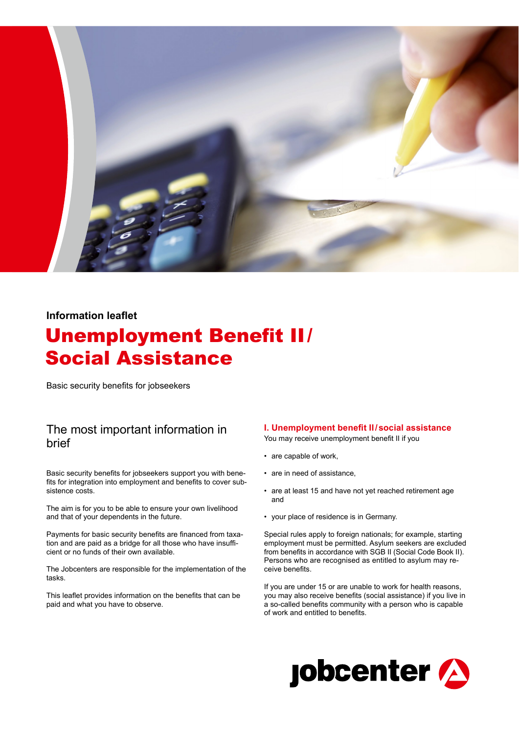Information leaflet

# Unemployment Benefit II/ Social Assistance

Basic security benefits for jobseekers

## The most important information in brief

Basic security benefits for jobseekers support you with benefits for integration into employment and benefits to cover subsistence costs.

The aim is for you to be able to ensure your own livelihood and that of your dependents in the future.

Payments for basic security benefits are financed from taxation and are paid as a bridge for all those who have insufficient or no funds of their own available.

The Jobcenters are responsible for the implementation of the tasks.

This leaflet provides information on the benefits that can be paid and what you have to observe.

## I. Unemployment benefit II/social assistance

You may receive unemployment benefit II if you

- are capable of work,
- are in need of assistance,
- are at least 15 and have not yet reached retirement age and
- your place of residence is in Germany.

Special rules apply to foreign nationals; for example, starting employment must be permitted. Asylum seekers are excluded from benefits in accordance with SGB II (Social Code Book II). Persons who are recognised as entitled to asylum may receive benefits.

If you are under 15 or are unable to work for health reasons, you may also receive benefits (social assistance) if you live in a so-called benefits community with a person who is capable of work and entitled to benefits.

jobcenter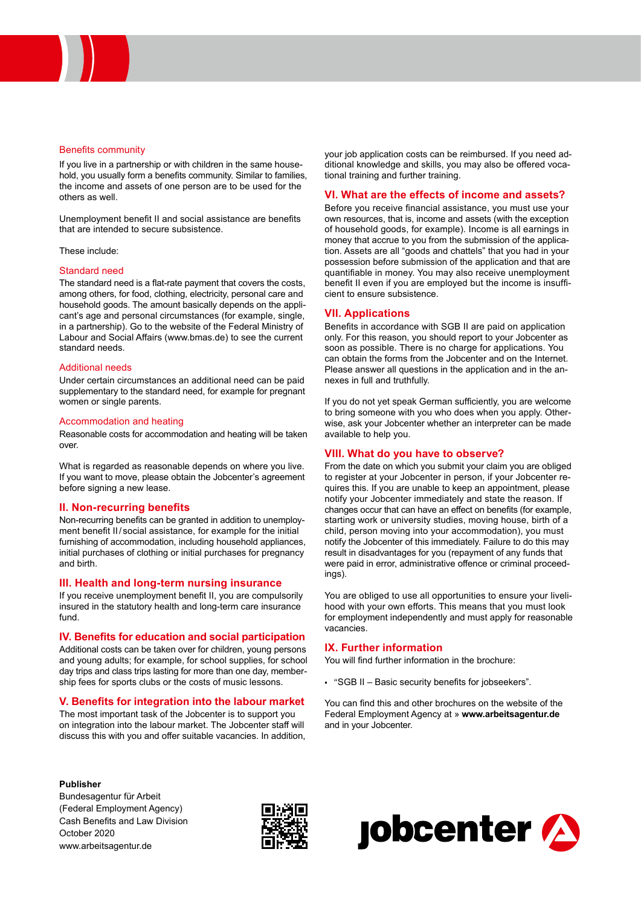### Benefits community

If you live in a partnership or with children in the same household, you usually form a benefits community. Similar to families, the income and assets of one person are to be used for the others as well.

Unemployment benefit II and social assistance are benefits that are intended to secure subsistence.

These include:

### Standard need

The standard need is a flat-rate payment that covers the costs, among others, for food, clothing, electricity, personal care and household goods. The amount basically depends on the applicant's age and personal circumstances (for example, single, in a partnership). Go to the website of the Federal Ministry of Labour and Social Affairs (www.bmas.de) to see the current standard needs.

### Additional needs

Under certain circumstances an additional need can be paid supplementary to the standard need, for example for pregnant women or single parents.

### Accommodation and heating

Reasonable costs for accommodation and heating will be taken over.

What is regarded as reasonable depends on where you live. If you want to move, please obtain the Jobcenter's agreement before signing a new lease.

## II. Non-recurring benefits

Non-recurring benefits can be granted in addition to unemployment benefit II / social assistance, for example for the initial furnishing of accommodation, including household appliances, initial purchases of clothing or initial purchases for pregnancy and birth.

## III. Health and long-term nursing insurance

If you receive unemployment benefit II, you are compulsorily insured in the statutory health and long-term care insurance fund.

## IV. Benefits for education and social participation

Additional costs can be taken over for children, young persons and young adults; for example, for school supplies, for school day trips and class trips lasting for more than one day, membership fees for sports clubs or the costs of music lessons.

## V. Benefits for integration into the labour market

The most important task of the Jobcenter is to support you on integration into the labour market. The Jobcenter staff will discuss this with you and offer suitable vacancies. In addition, your job application costs can be reimbursed. If you need additional knowledge and skills, you may also be offered vocational training and further training.

## VI. What are the effects of income and assets?

Before you receive financial assistance, you must use your own resources, that is, income and assets (with the exception of household goods, for example). Income is all earnings in money that accrue to you from the submission of the application. Assets are all "goods and chattels" that you had in your possession before submission of the application and that are quantifiable in money. You may also receive unemployment benefit II even if you are employed but the income is insufficient to ensure subsistence.

## VII. Applications

Benefits in accordance with SGB II are paid on application only. For this reason, you should report to your Jobcenter as soon as possible. There is no charge for applications. You can obtain the forms from the Jobcenter and on the Internet. Please answer all questions in the application and in the annexes in full and truthfully.

If you do not yet speak German sufficiently, you are welcome to bring someone with you who does when you apply. Otherwise, ask your Jobcenter whether an interpreter can be made available to help you.

## VIII. What do you have to observe?

From the date on which you submit your claim you are obliged to register at your Jobcenter in person, if your Jobcenter requires this. If you are unable to keep an appointment, please notify your Jobcenter immediately and state the reason. If changes occur that can have an effect on benefits (for example, starting work or university studies, moving house, birth of a child, person moving into your accommodation), you must notify the Jobcenter of this immediately. Failure to do this may result in disadvantages for you (repayment of any funds that were paid in error, administrative offence or criminal proceedings).

You are obliged to use all opportunities to ensure your livelihood with your own efforts. This means that you must look for employment independently and must apply for reasonable vacancies.

## IX. Further information

You will find further information in the brochure:

- "SGB II – Basic security benefits for jobseekers".

You can find this and other brochures on the website of the Federal Employment Agency at » **www.arbeitsagentur.de** and in your Jobcenter.

**Publisher**
Bundesagentur für Arbeit
(Federal Employment Agency)
Cash Benefits and Law Division
October 2020
www.arbeitsagentur.de

jobcenter